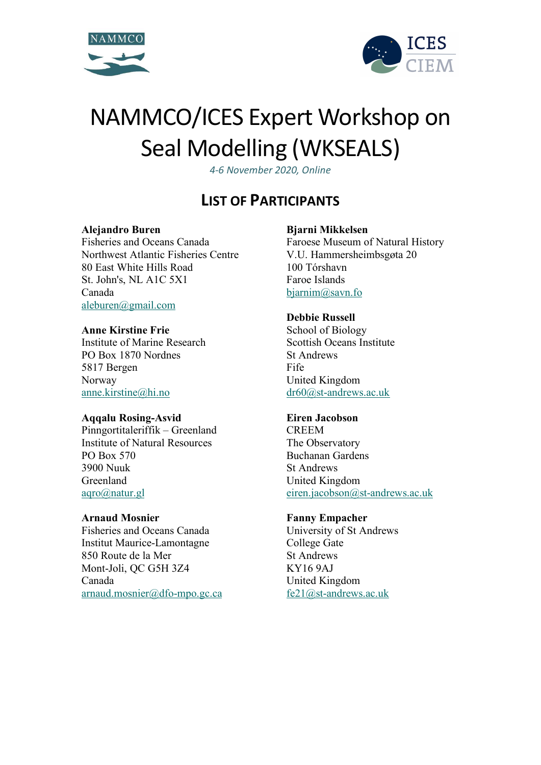# NAMMCO/ICES Expert Workshop on Seal Modelling (WKSEALS)

*4-6 November 2020, Online*

## List of Participants

**Alejandro Buren**
Fisheries and Oceans Canada
Northwest Atlantic Fisheries Centre
80 East White Hills Road
St. John's, NL A1C 5X1
Canada
aleburen@gmail.com

**Anne Kirstine Frie**
Institute of Marine Research
PO Box 1870 Nordnes
5817 Bergen
Norway
anne.kirstine@hi.no

**Aqqalu Rosing-Asvid**
Pinngortitaleriffik – Greenland
Institute of Natural Resources
PO Box 570
3900 Nuuk
Greenland
aqro@natur.gl

**Arnaud Mosnier**
Fisheries and Oceans Canada
Institut Maurice-Lamontagne
850 Route de la Mer
Mont-Joli, QC G5H 3Z4
Canada
arnaud.mosnier@dfo-mpo.gc.ca

**Bjarni Mikkelsen**
Faroese Museum of Natural History
V.U. Hammersheimbsgøta 20
100 Tórshavn
Faroe Islands
bjarnim@savn.fo

**Debbie Russell**
School of Biology
Scottish Oceans Institute
St Andrews
Fife
United Kingdom
dr60@st-andrews.ac.uk

**Eiren Jacobson**
CREEM
The Observatory
Buchanan Gardens
St Andrews
United Kingdom
eiren.jacobson@st-andrews.ac.uk

**Fanny Empacher**
University of St Andrews
College Gate
St Andrews
KY16 9AJ
United Kingdom
fe21@st-andrews.ac.uk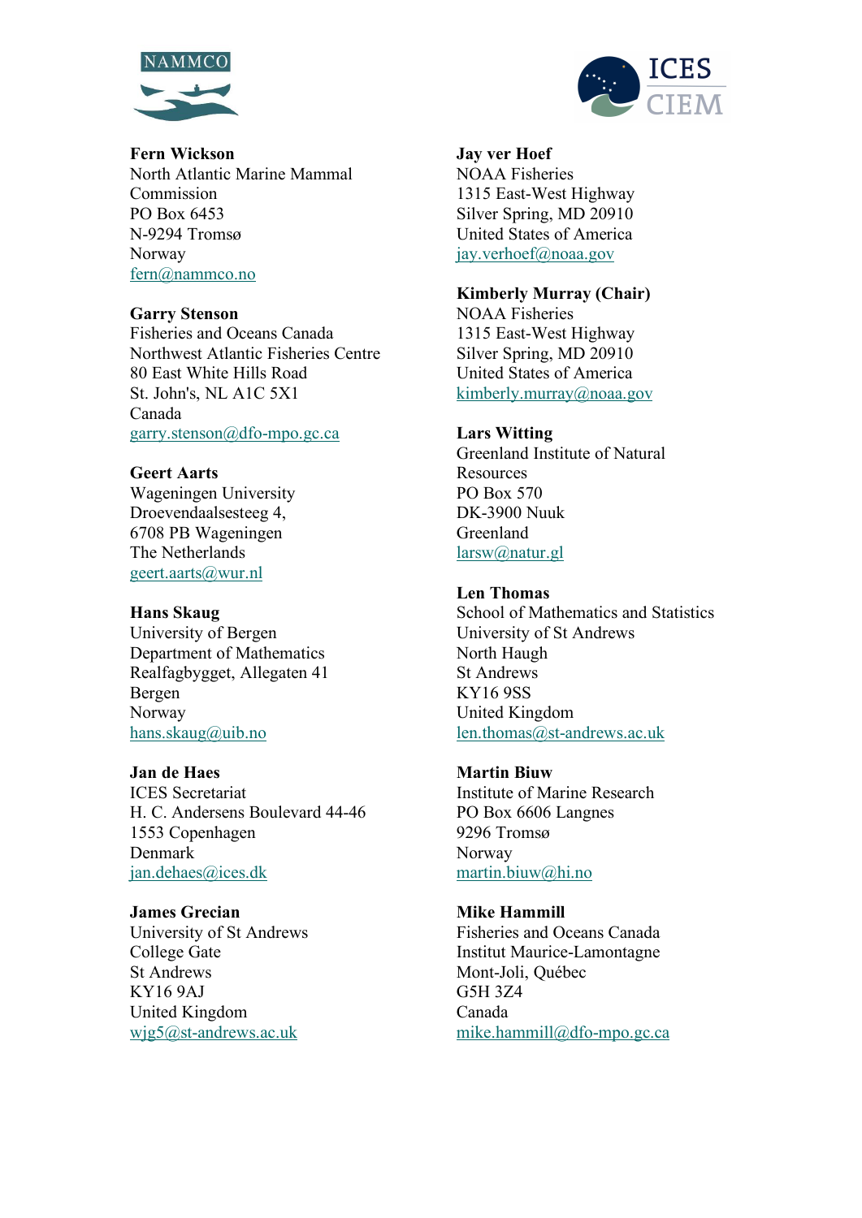**Fern Wickson**
North Atlantic Marine Mammal Commission
PO Box 6453
N-9294 Tromsø
Norway
fern@nammco.no

**Garry Stenson**
Fisheries and Oceans Canada
Northwest Atlantic Fisheries Centre
80 East White Hills Road
St. John's, NL A1C 5X1
Canada
garry.stenson@dfo-mpo.gc.ca

**Geert Aarts**
Wageningen University
Droevendaalsesteeg 4,
6708 PB Wageningen
The Netherlands
geert.aarts@wur.nl

**Hans Skaug**
University of Bergen
Department of Mathematics
Realfagbygget, Allegaten 41
Bergen
Norway
hans.skaug@uib.no

**Jan de Haes**
ICES Secretariat
H. C. Andersens Boulevard 44-46
1553 Copenhagen
Denmark
jan.dehaes@ices.dk

**James Grecian**
University of St Andrews
College Gate
St Andrews
KY16 9AJ
United Kingdom
wjg5@st-andrews.ac.uk

**Jay ver Hoef**
NOAA Fisheries
1315 East-West Highway
Silver Spring, MD 20910
United States of America
jay.verhoef@noaa.gov

**Kimberly Murray (Chair)**
NOAA Fisheries
1315 East-West Highway
Silver Spring, MD 20910
United States of America
kimberly.murray@noaa.gov

**Lars Witting**
Greenland Institute of Natural Resources
PO Box 570
DK-3900 Nuuk
Greenland
larsw@natur.gl

**Len Thomas**
School of Mathematics and Statistics
University of St Andrews
North Haugh
St Andrews
KY16 9SS
United Kingdom
len.thomas@st-andrews.ac.uk

**Martin Biuw**
Institute of Marine Research
PO Box 6606 Langnes
9296 Tromsø
Norway
martin.biuw@hi.no

**Mike Hammill**
Fisheries and Oceans Canada
Institut Maurice-Lamontagne
Mont-Joli, Québec
G5H 3Z4
Canada
mike.hammill@dfo-mpo.gc.ca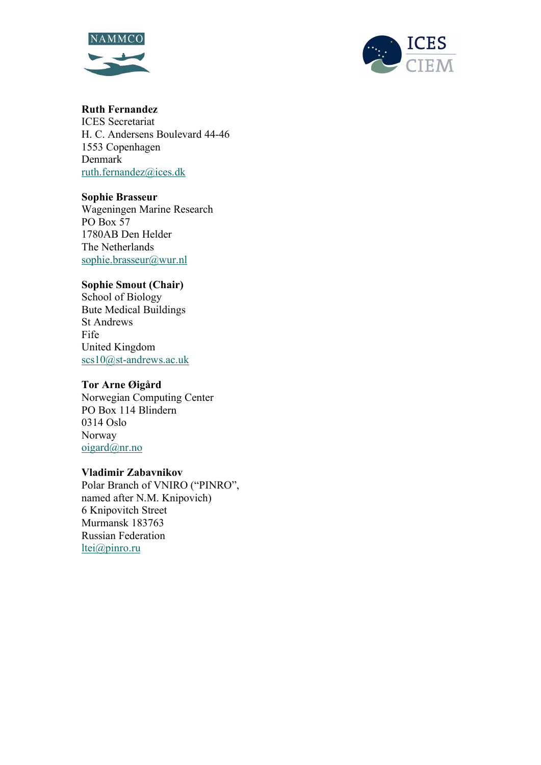**Ruth Fernandez**
ICES Secretariat
H. C. Andersens Boulevard 44-46
1553 Copenhagen
Denmark
ruth.fernandez@ices.dk

**Sophie Brasseur**
Wageningen Marine Research
PO Box 57
1780AB Den Helder
The Netherlands
sophie.brasseur@wur.nl

**Sophie Smout (Chair)**
School of Biology
Bute Medical Buildings
St Andrews
Fife
United Kingdom
scs10@st-andrews.ac.uk

**Tor Arne Øigård**
Norwegian Computing Center
PO Box 114 Blindern
0314 Oslo
Norway
oigard@nr.no

**Vladimir Zabavnikov**
Polar Branch of VNIRO ("PINRO",
named after N.M. Knipovich)
6 Knipovitch Street
Murmansk 183763
Russian Federation
ltei@pinro.ru